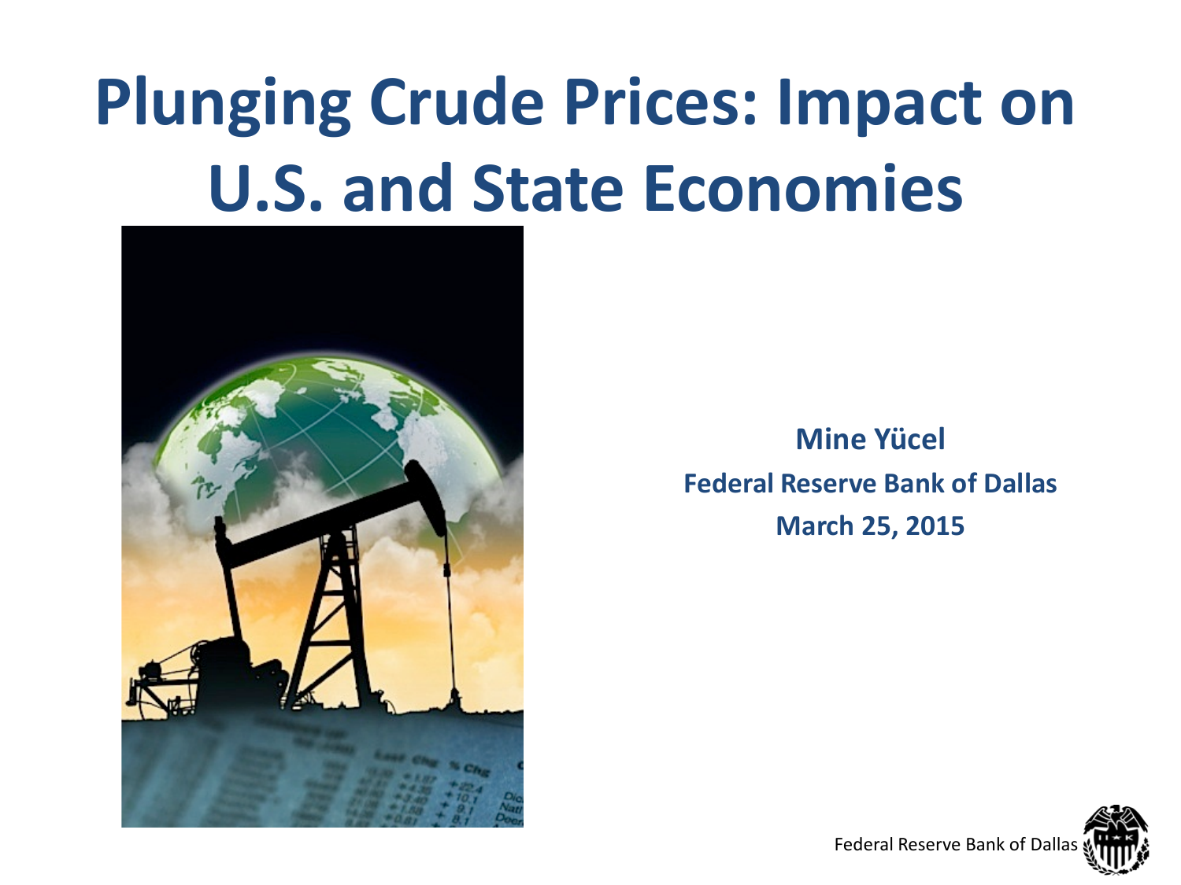# Plunging Crude Prices: Impact on U.S. and State Economies

**Mine Yücel**

**Federal Reserve Bank of Dallas**

**March 25, 2015**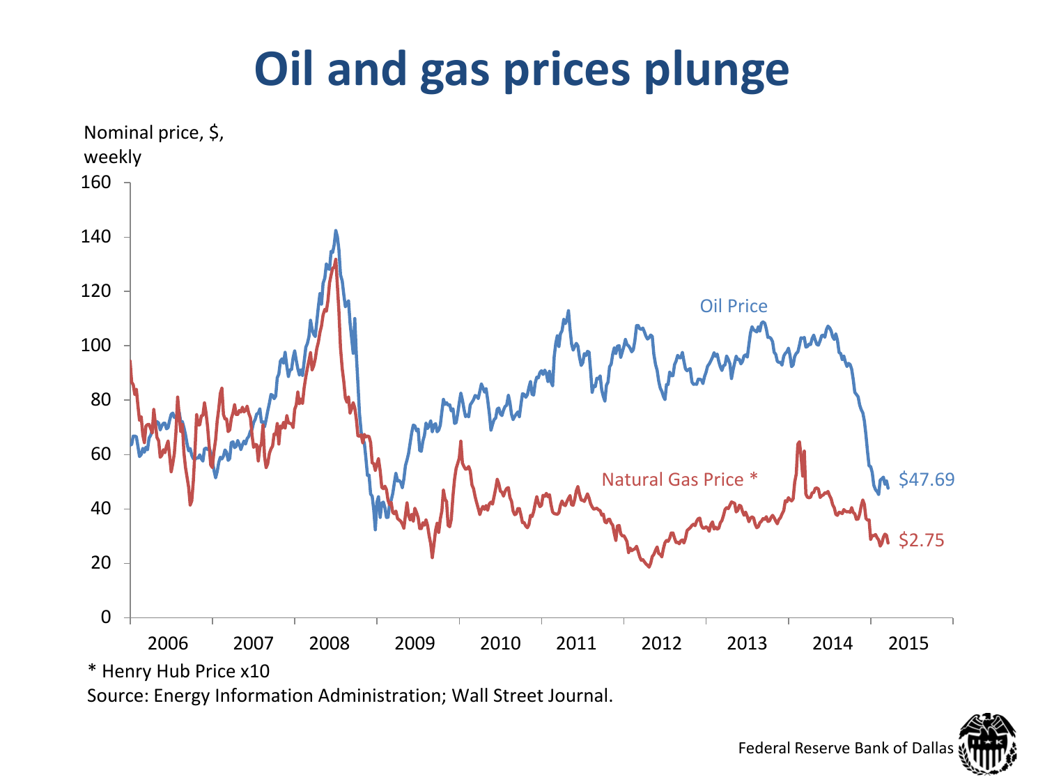# Oil and gas prices plunge

Nominal price, $, weekly

Oil Price

Natural Gas Price *

$47.69

$2.75

* Henry Hub Price x10

Source: Energy Information Administration; Wall Street Journal.

Federal Reserve Bank of Dallas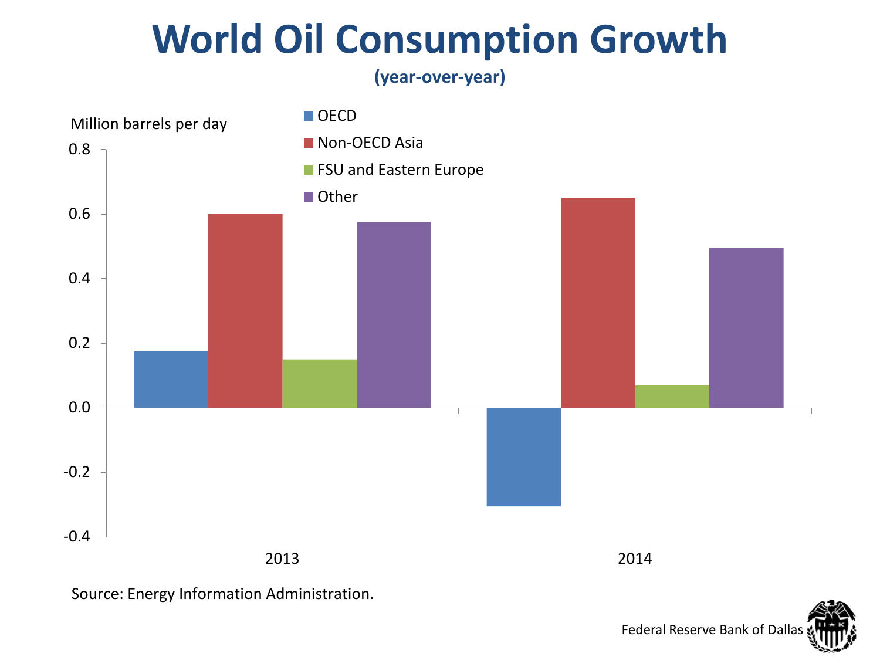# World Oil Consumption Growth

**(year-over-year)**

Million barrels per day

- OECD
- Non-OECD Asia
- FSU and Eastern Europe
- Other

0.8
0.6
0.4
0.2
0.0
-0.2
-0.4

2013 2014

Source: Energy Information Administration.

Federal Reserve Bank of Dallas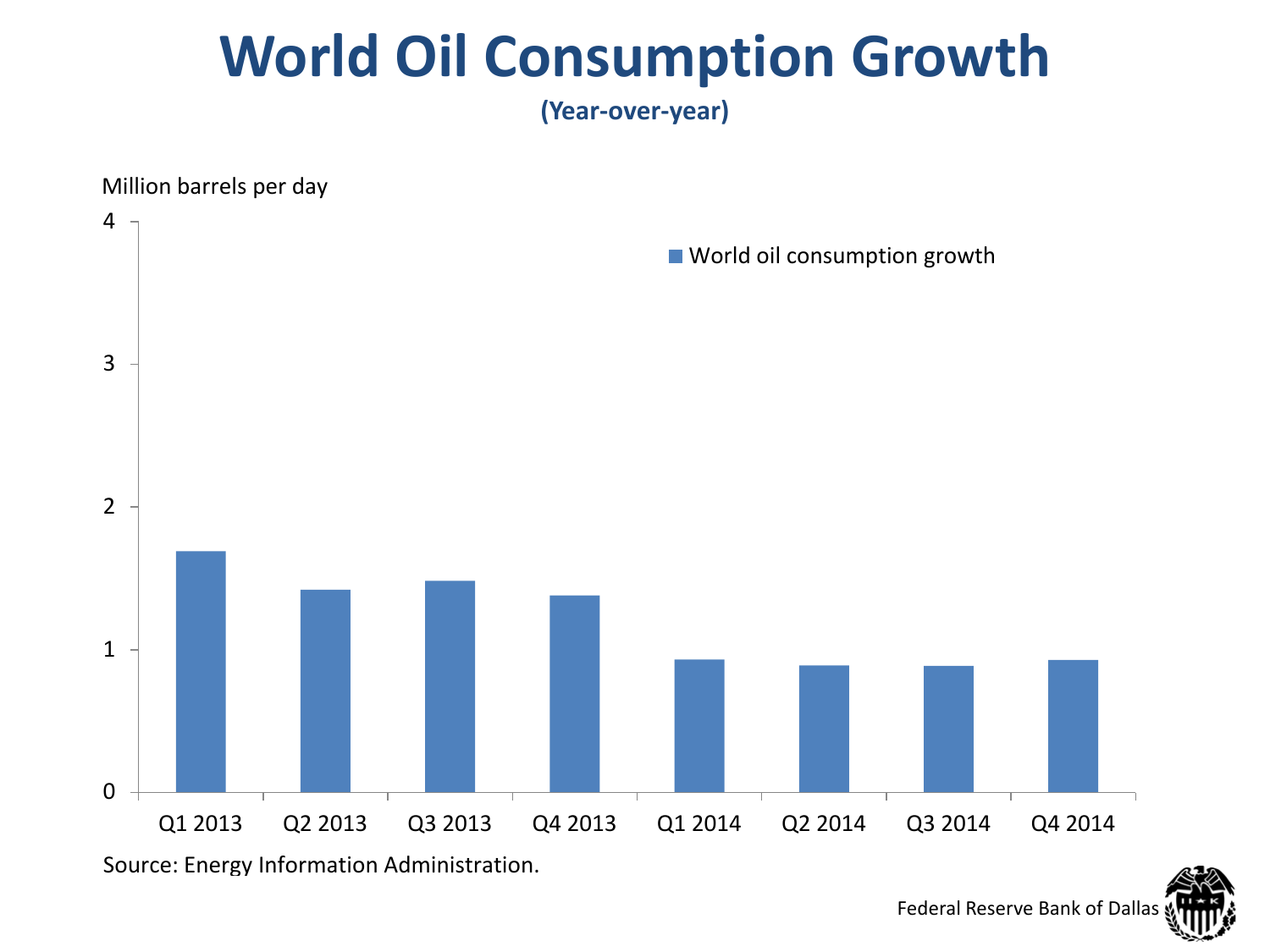# World Oil Consumption Growth

**(Year-over-year)**

Million barrels per day

■ World oil consumption growth

| Quarter | World oil consumption growth |
|---|---|
| Q1 2013 | ~1.7 |
| Q2 2013 | ~1.4 |
| Q3 2013 | ~1.5 |
| Q4 2013 | ~1.4 |
| Q1 2014 | ~0.9 |
| Q2 2014 | ~0.9 |
| Q3 2014 | ~0.9 |
| Q4 2014 | ~0.9 |

Source: Energy Information Administration.

Federal Reserve Bank of Dallas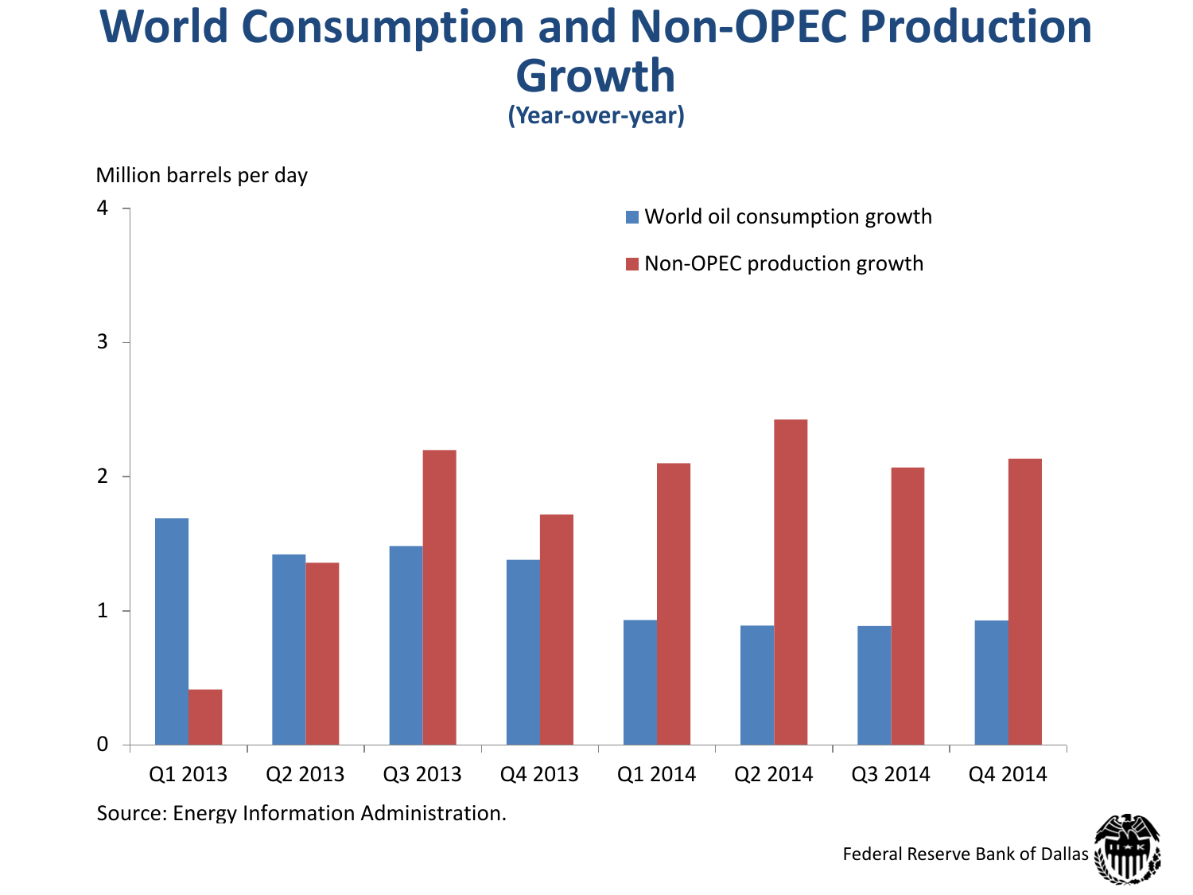# World Consumption and Non-OPEC Production Growth

**(Year-over-year)**

Million barrels per day

- World oil consumption growth
- Non-OPEC production growth

Q1 2013, Q2 2013, Q3 2013, Q4 2013, Q1 2014, Q2 2014, Q3 2014, Q4 2014

Source: Energy Information Administration.

Federal Reserve Bank of Dallas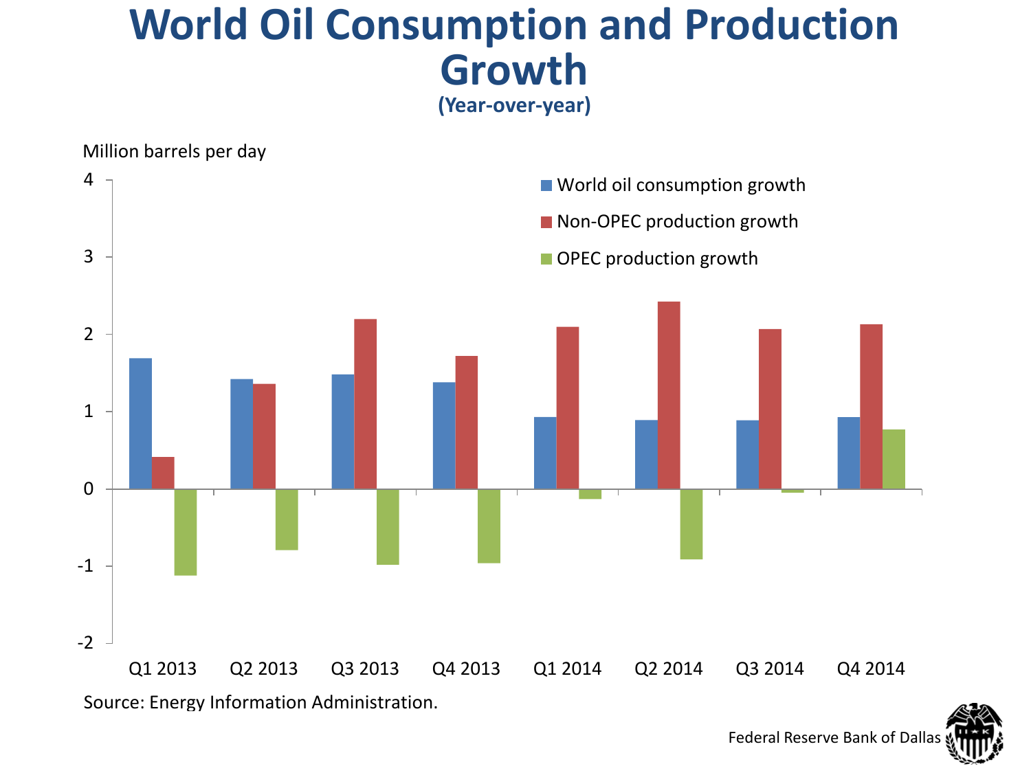# World Oil Consumption and Production Growth

**(Year-over-year)**

Million barrels per day

- World oil consumption growth
- Non-OPEC production growth
- OPEC production growth

Q1 2013 | Q2 2013 | Q3 2013 | Q4 2013 | Q1 2014 | Q2 2014 | Q3 2014 | Q4 2014

Source: Energy Information Administration.

Federal Reserve Bank of Dallas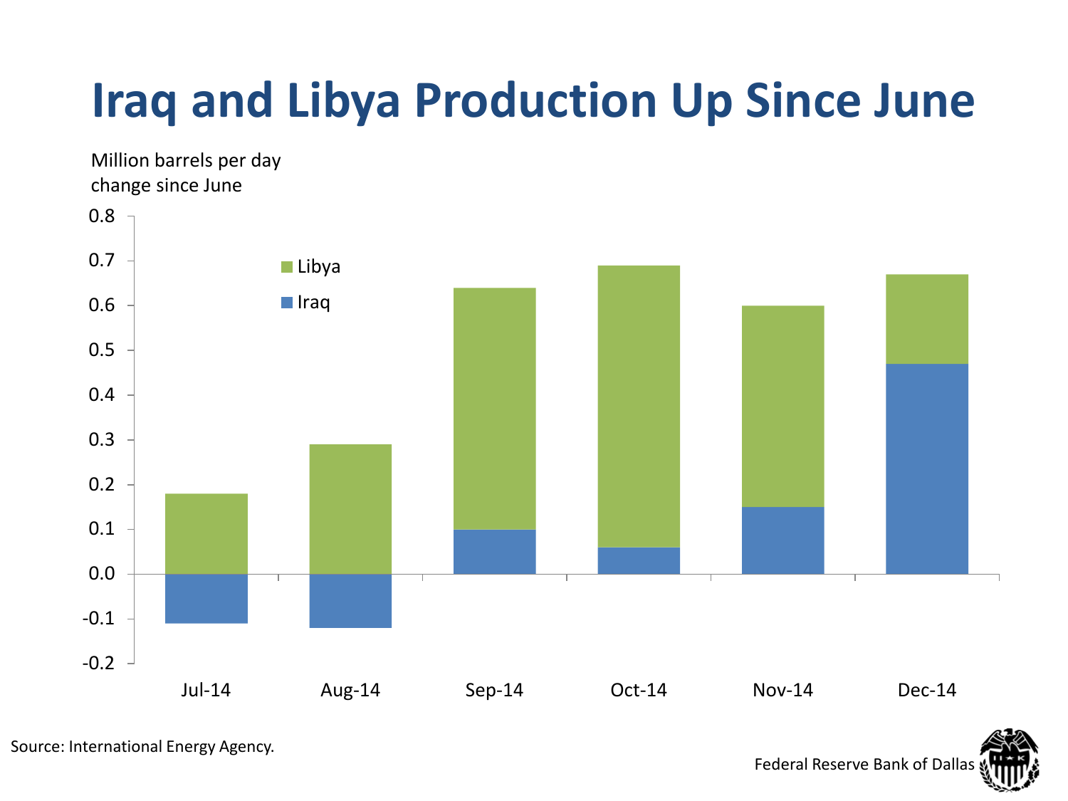# Iraq and Libya Production Up Since June

Million barrels per day change since June

| | Libya | Iraq |
|---|---|---|
| Jul-14 | 0.18 | -0.11 |
| Aug-14 | 0.29 | -0.12 |
| Sep-14 | 0.54 | 0.10 |
| Oct-14 | 0.63 | 0.06 |
| Nov-14 | 0.45 | 0.15 |
| Dec-14 | 0.20 | 0.47 |

Source: International Energy Agency.

Federal Reserve Bank of Dallas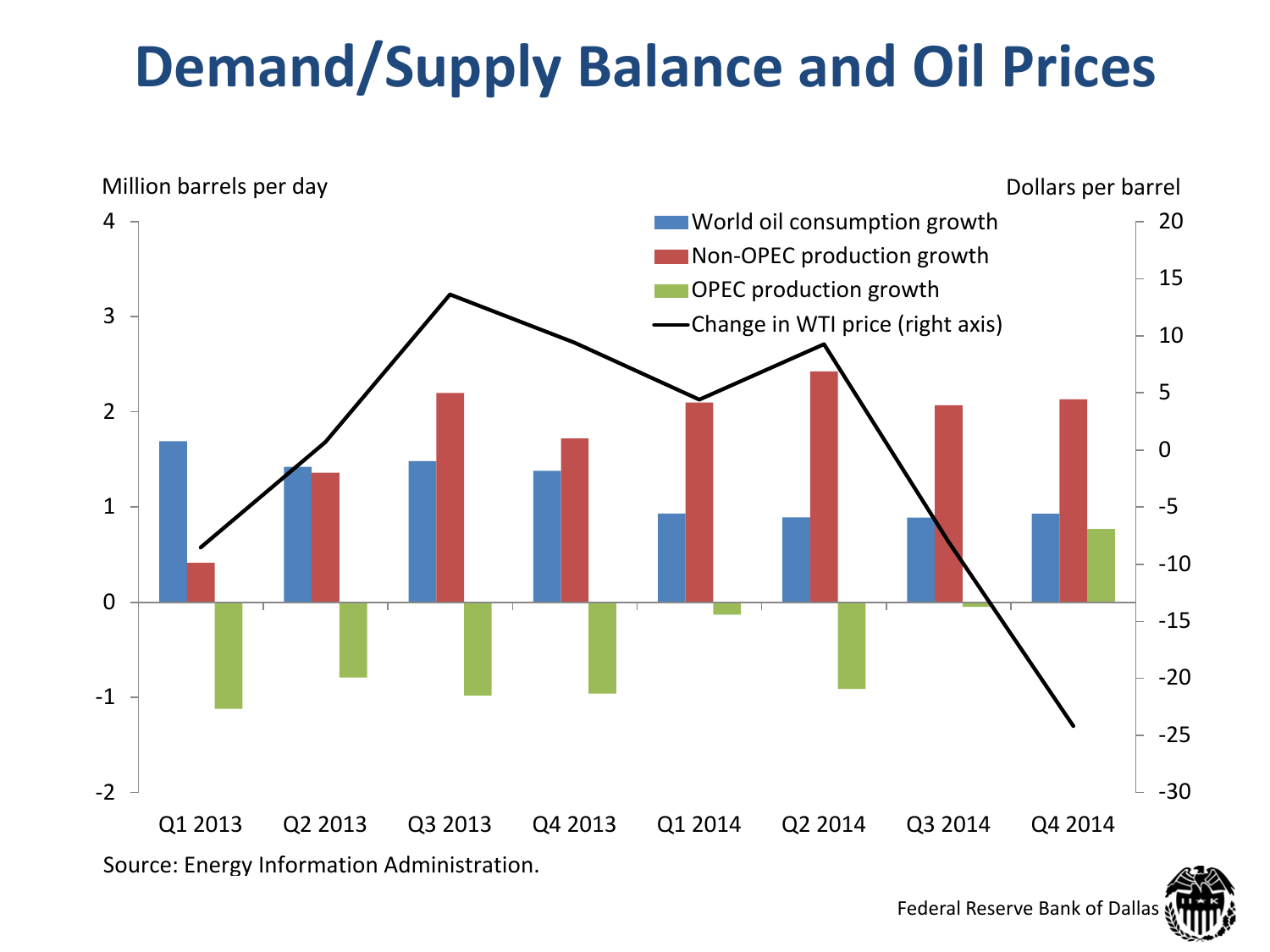# Demand/Supply Balance and Oil Prices

Million barrels per day | Dollars per barrel

- World oil consumption growth
- Non-OPEC production growth
- OPEC production growth
- Change in WTI price (right axis)

Left axis: 4, 3, 2, 1, 0, -1, -2

Right axis: 20, 15, 10, 5, 0, -5, -10, -15, -20, -25, -30

Q1 2013 | Q2 2013 | Q3 2013 | Q4 2013 | Q1 2014 | Q2 2014 | Q3 2014 | Q4 2014

Source: Energy Information Administration.

Federal Reserve Bank of Dallas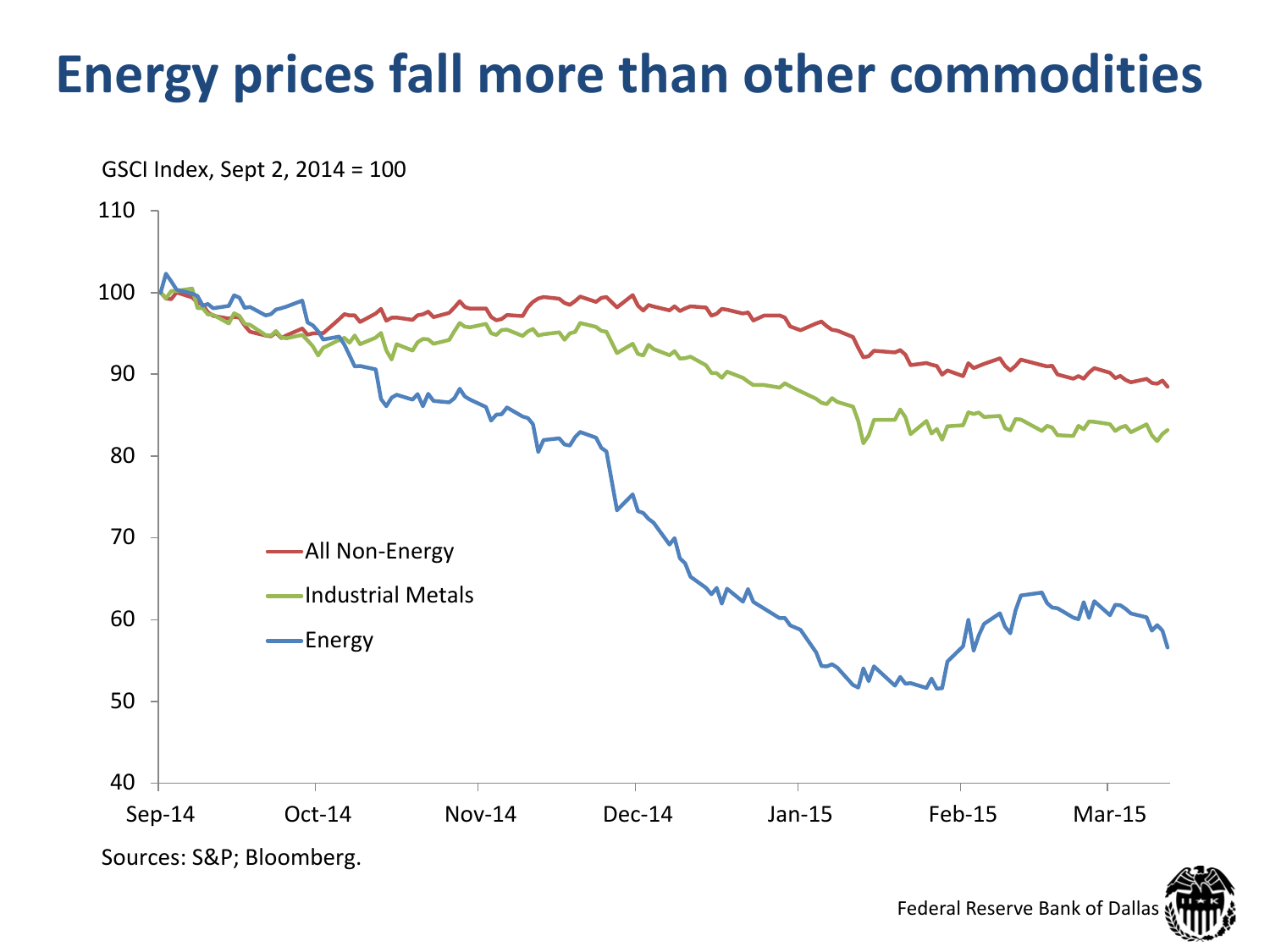# Energy prices fall more than other commodities

GSCI Index, Sept 2, 2014 = 100

Sources: S&P; Bloomberg.

Federal Reserve Bank of Dallas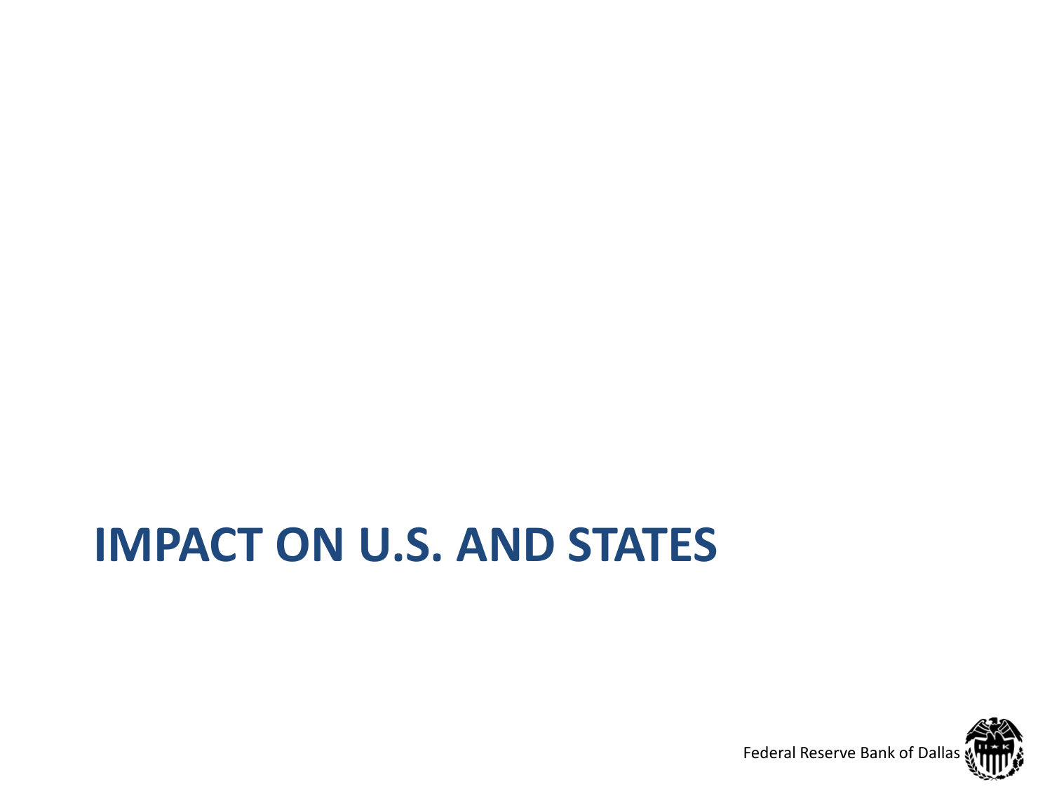# IMPACT ON U.S. AND STATES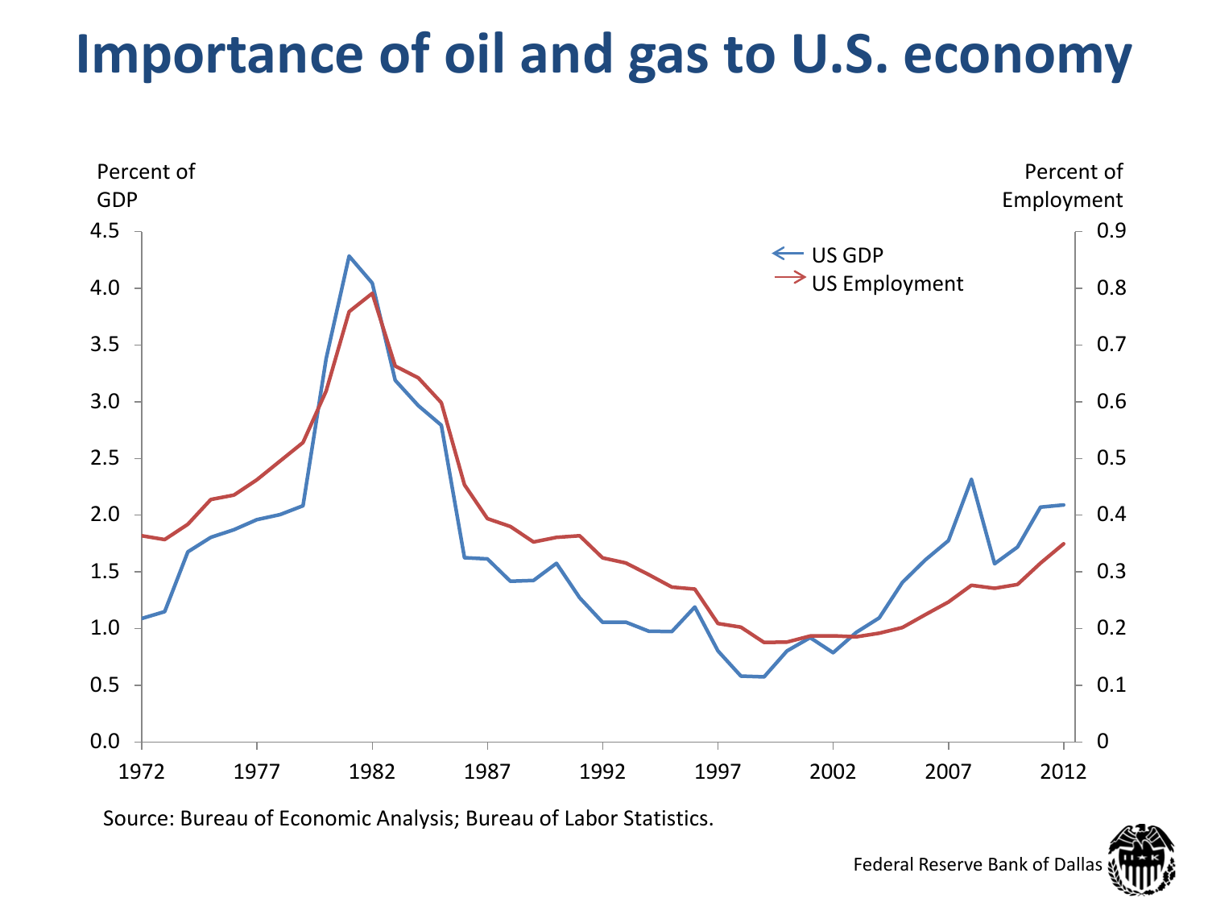# Importance of oil and gas to U.S. economy

Source: Bureau of Economic Analysis; Bureau of Labor Statistics.

Federal Reserve Bank of Dallas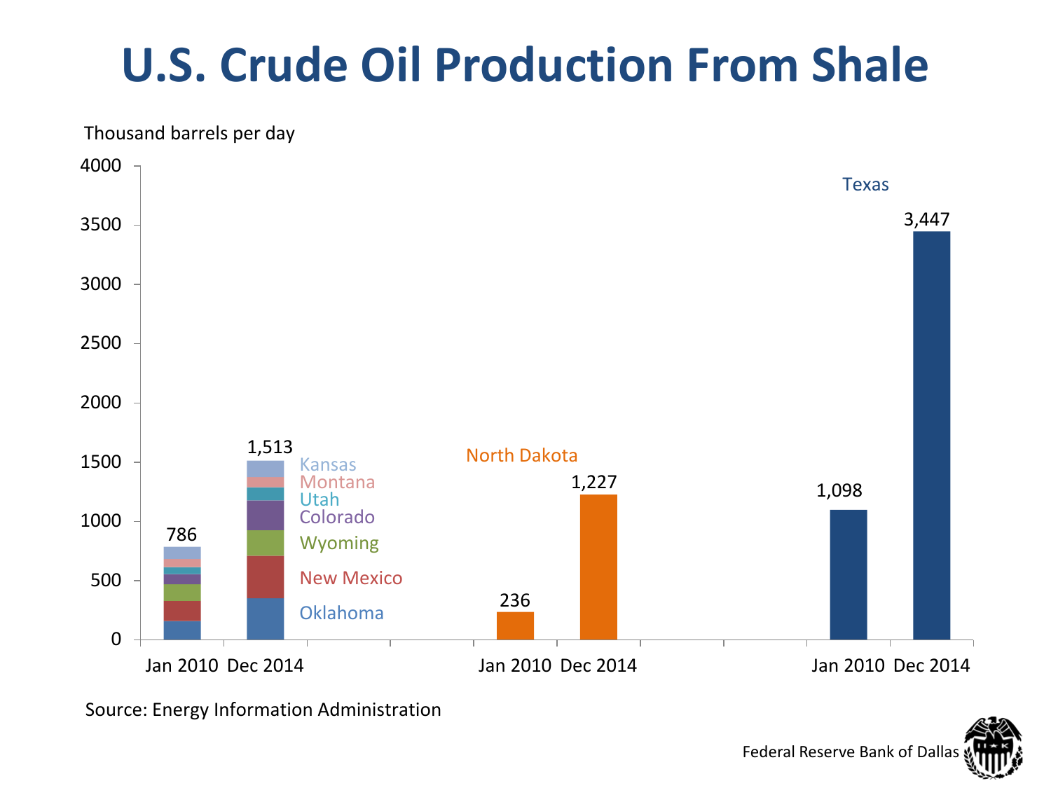# U.S. Crude Oil Production From Shale

Thousand barrels per day

| | Jan 2010 | Dec 2014 |
|---|---|---|
| Other states (Kansas, Montana, Utah, Colorado, Wyoming, New Mexico, Oklahoma) | 786 | 1,513 |
| North Dakota | 236 | 1,227 |
| Texas | 1,098 | 3,447 |

Source: Energy Information Administration

Federal Reserve Bank of Dallas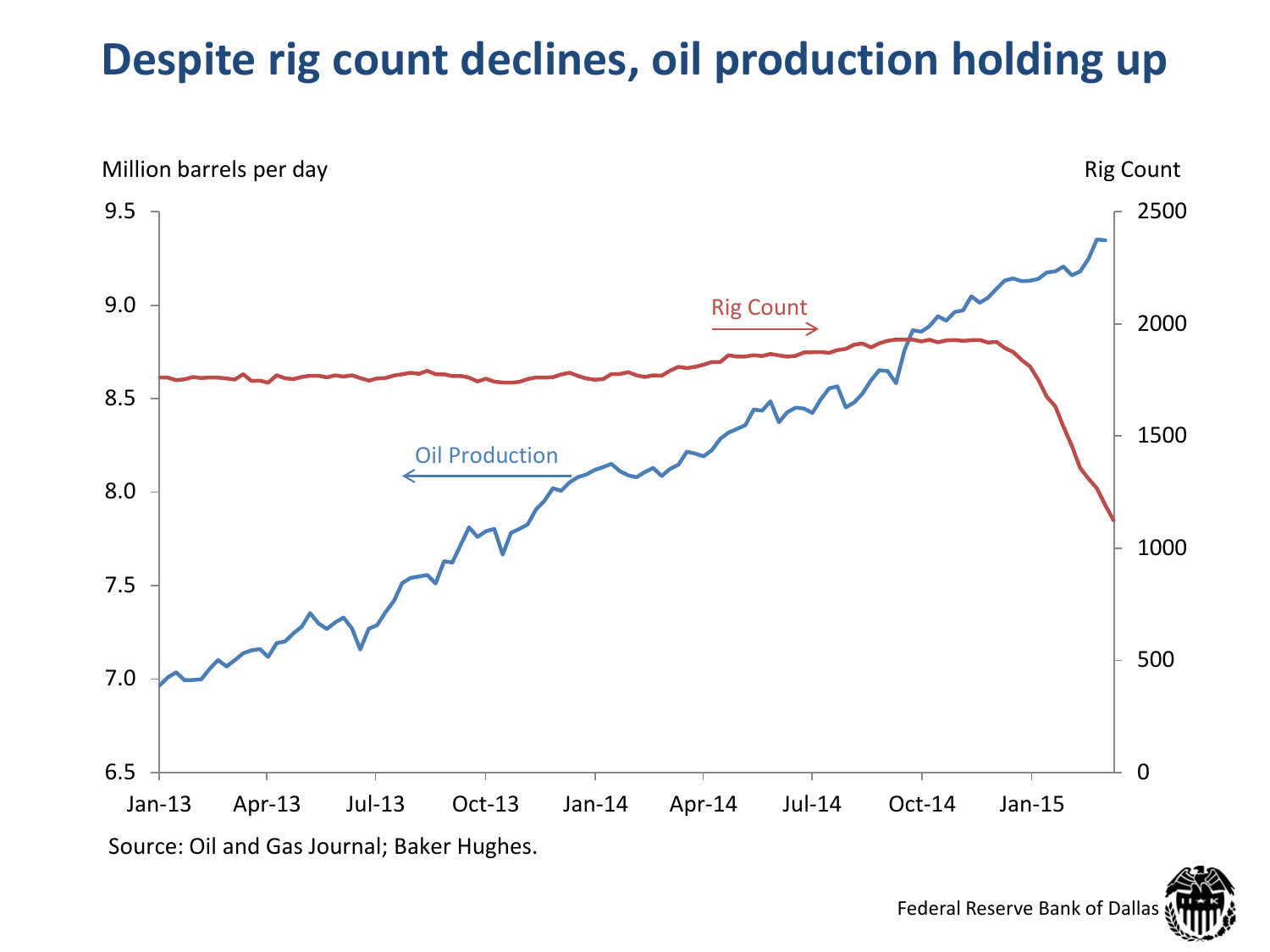# Despite rig count declines, oil production holding up

Source: Oil and Gas Journal; Baker Hughes.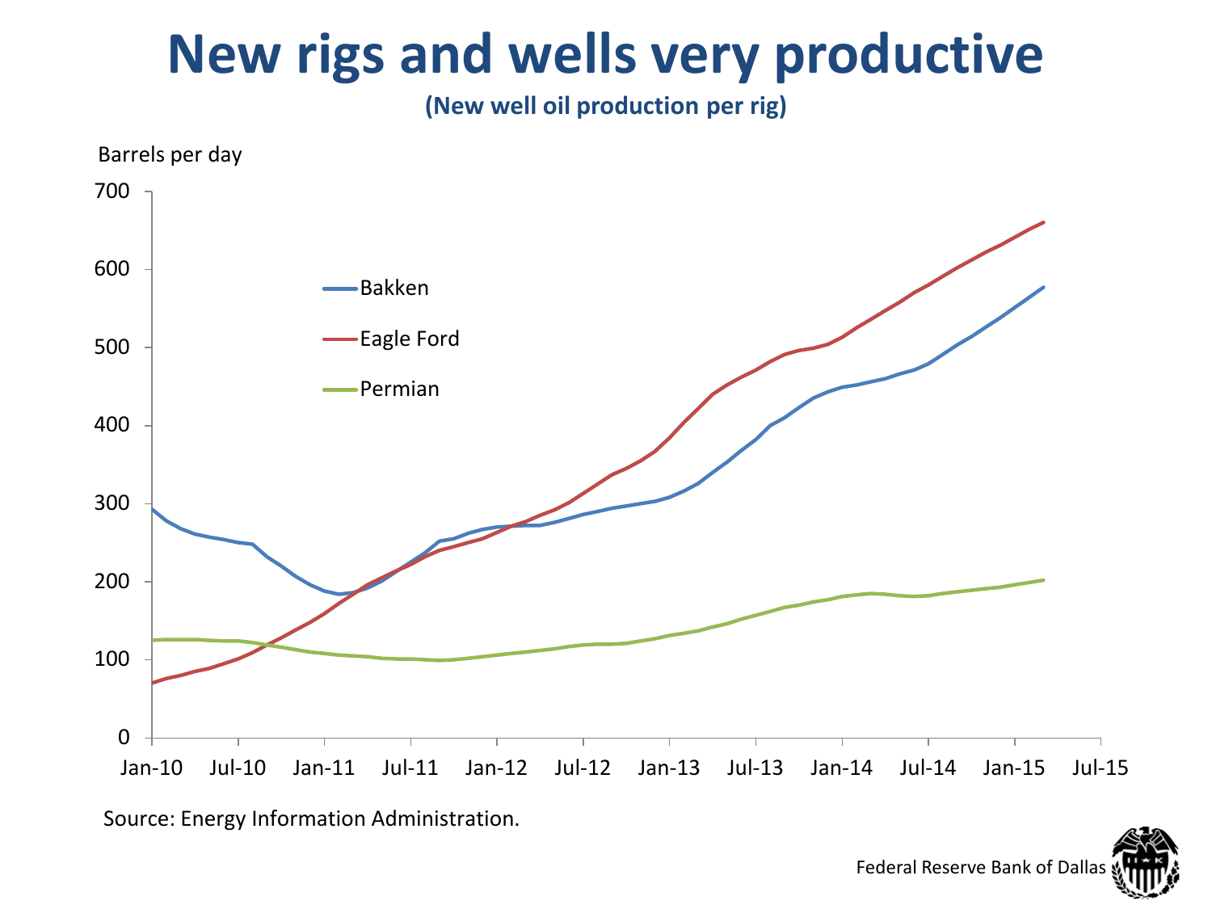# New rigs and wells very productive

**(New well oil production per rig)**

Barrels per day

Bakken

Eagle Ford

Permian

Source: Energy Information Administration.

Federal Reserve Bank of Dallas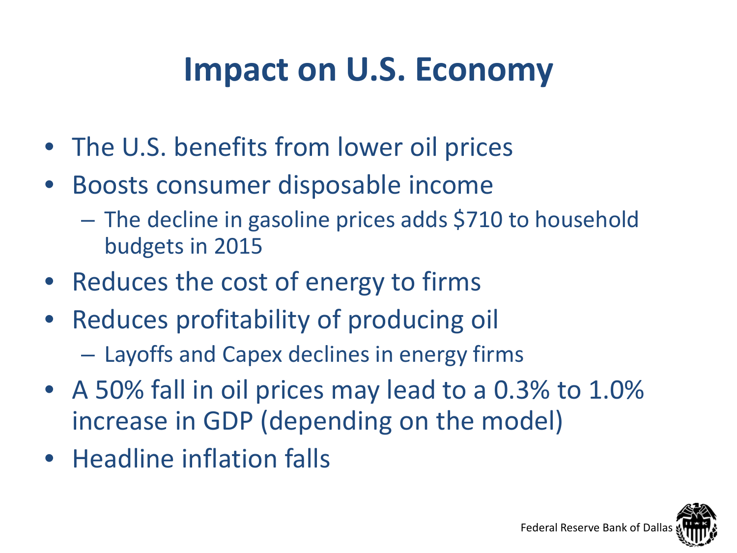# Impact on U.S. Economy

- The U.S. benefits from lower oil prices
- Boosts consumer disposable income
  - The decline in gasoline prices adds $710 to household budgets in 2015
- Reduces the cost of energy to firms
- Reduces profitability of producing oil
  - Layoffs and Capex declines in energy firms
- A 50% fall in oil prices may lead to a 0.3% to 1.0% increase in GDP (depending on the model)
- Headline inflation falls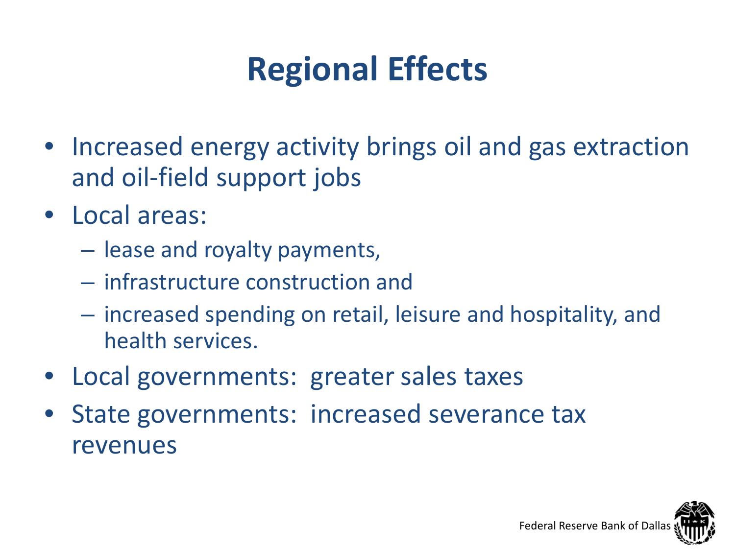# Regional Effects

- Increased energy activity brings oil and gas extraction and oil-field support jobs
- Local areas:
  - lease and royalty payments,
  - infrastructure construction and
  - increased spending on retail, leisure and hospitality, and health services.
- Local governments: greater sales taxes
- State governments: increased severance tax revenues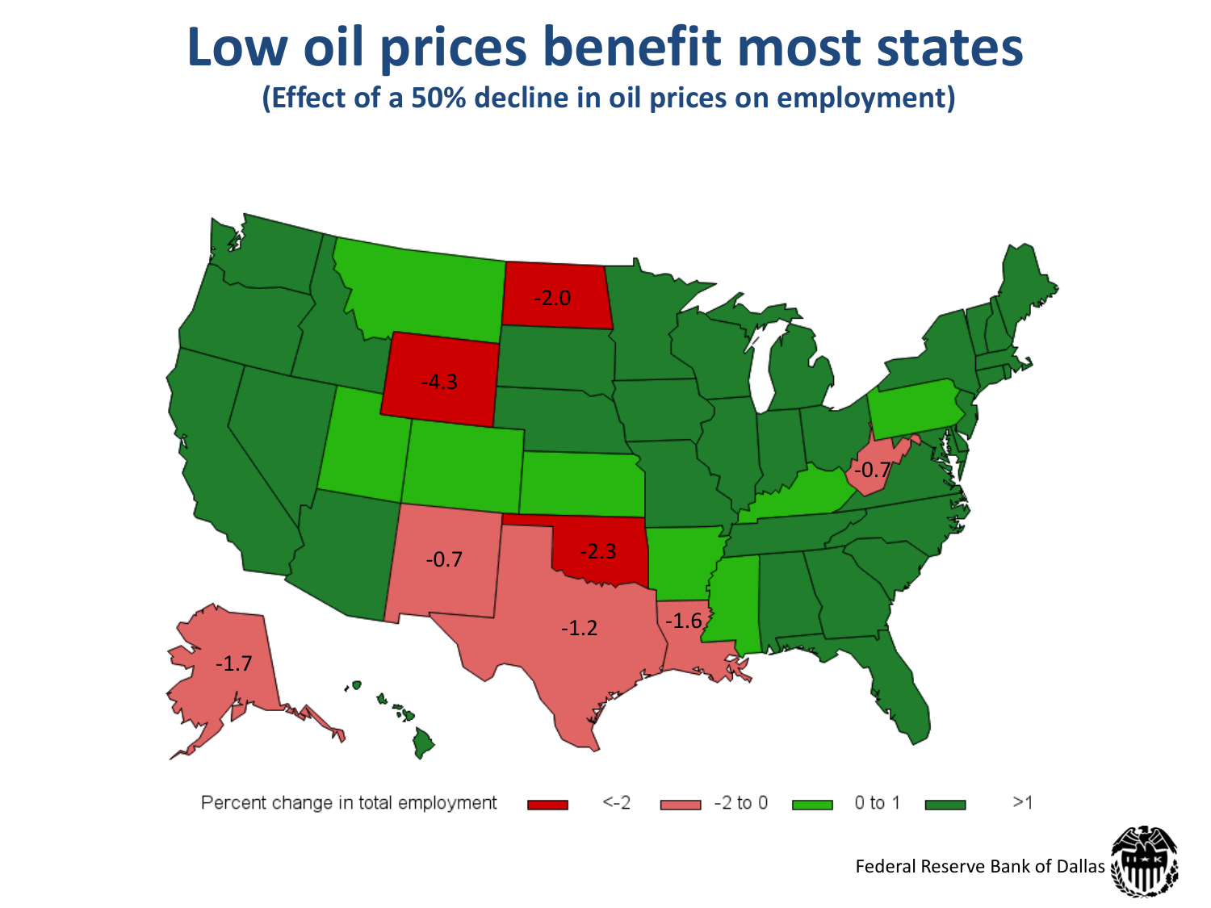# Low oil prices benefit most states

**(Effect of a 50% decline in oil prices on employment)**

-2.0

-4.3

-0.7

-0.7

-2.3

-1.2

-1.6

-1.7

Percent change in total employment: <-2 | -2 to 0 | 0 to 1 | >1

Federal Reserve Bank of Dallas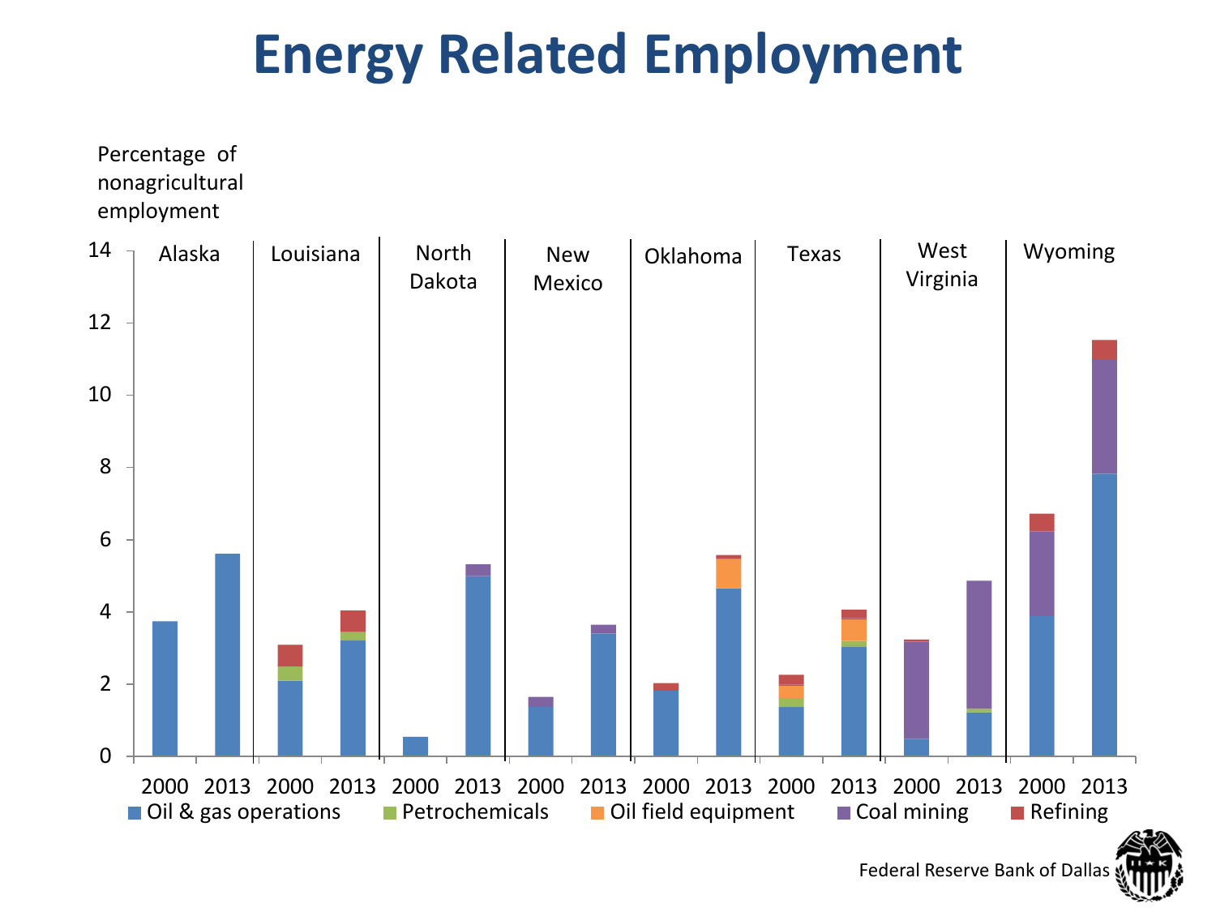# Energy Related Employment

Percentage of nonagricultural employment

Alaska | Louisiana | North Dakota | New Mexico | Oklahoma | Texas | West Virginia | Wyoming

2000 2013 2000 2013 2000 2013 2000 2013 2000 2013 2000 2013 2000 2013 2000 2013

Oil & gas operations | Petrochemicals | Oil field equipment | Coal mining | Refining

Federal Reserve Bank of Dallas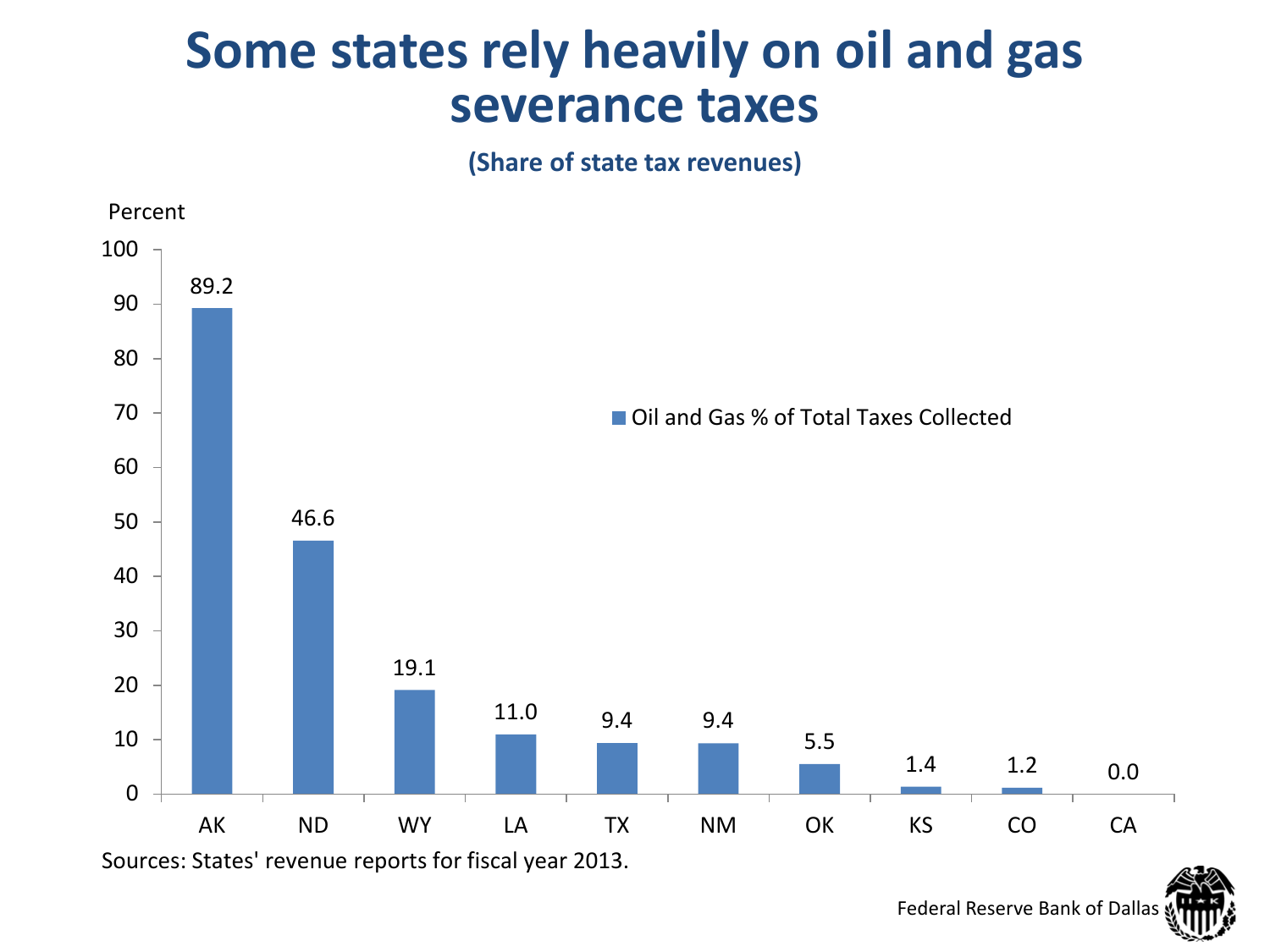# Some states rely heavily on oil and gas severance taxes

**(Share of state tax revenues)**

Oil and Gas % of Total Taxes Collected (Percent)

| State | Percent |
|---|---|
| AK | 89.2 |
| ND | 46.6 |
| WY | 19.1 |
| LA | 11.0 |
| TX | 9.4 |
| NM | 9.4 |
| OK | 5.5 |
| KS | 1.4 |
| CO | 1.2 |
| CA | 0.0 |

Sources: States' revenue reports for fiscal year 2013.

Federal Reserve Bank of Dallas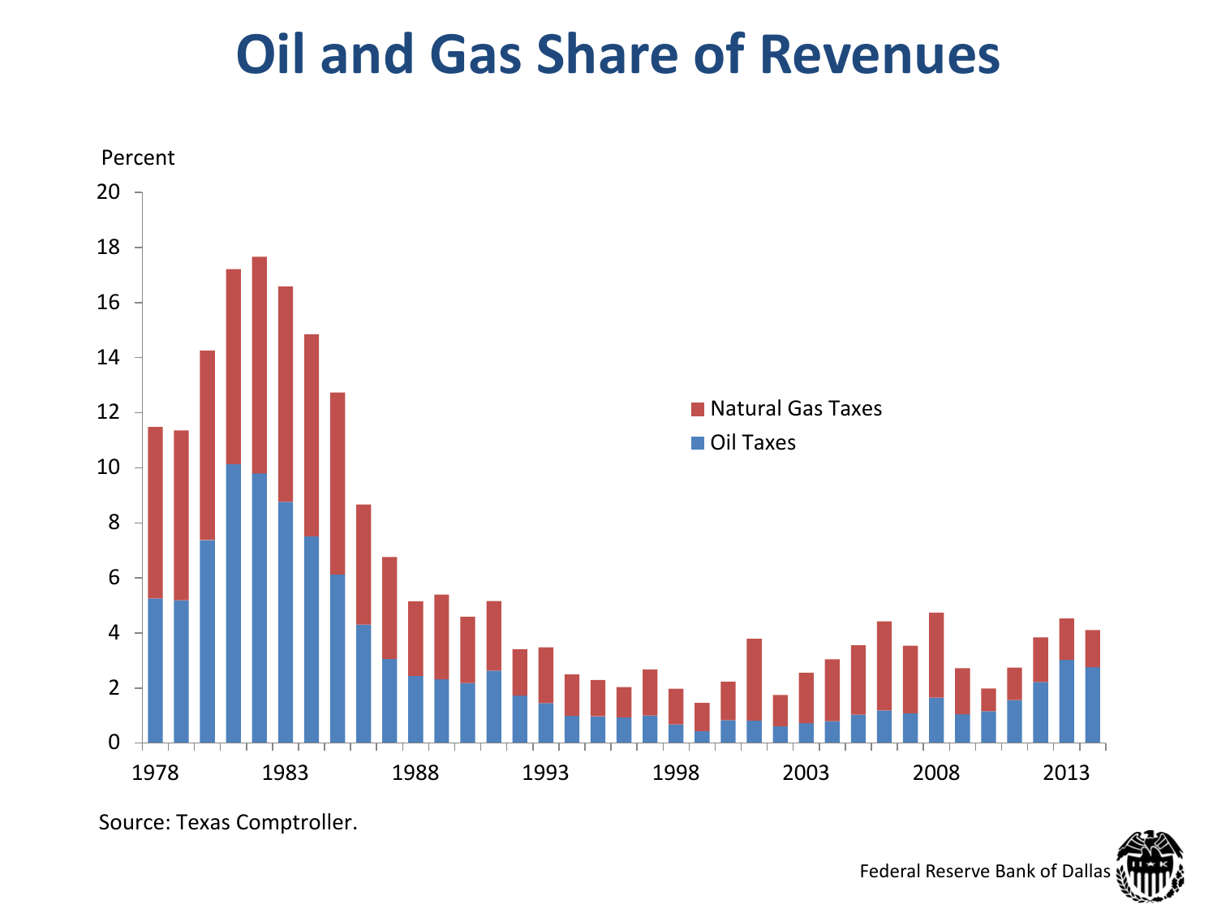# Oil and Gas Share of Revenues

Percent

Source: Texas Comptroller.

Federal Reserve Bank of Dallas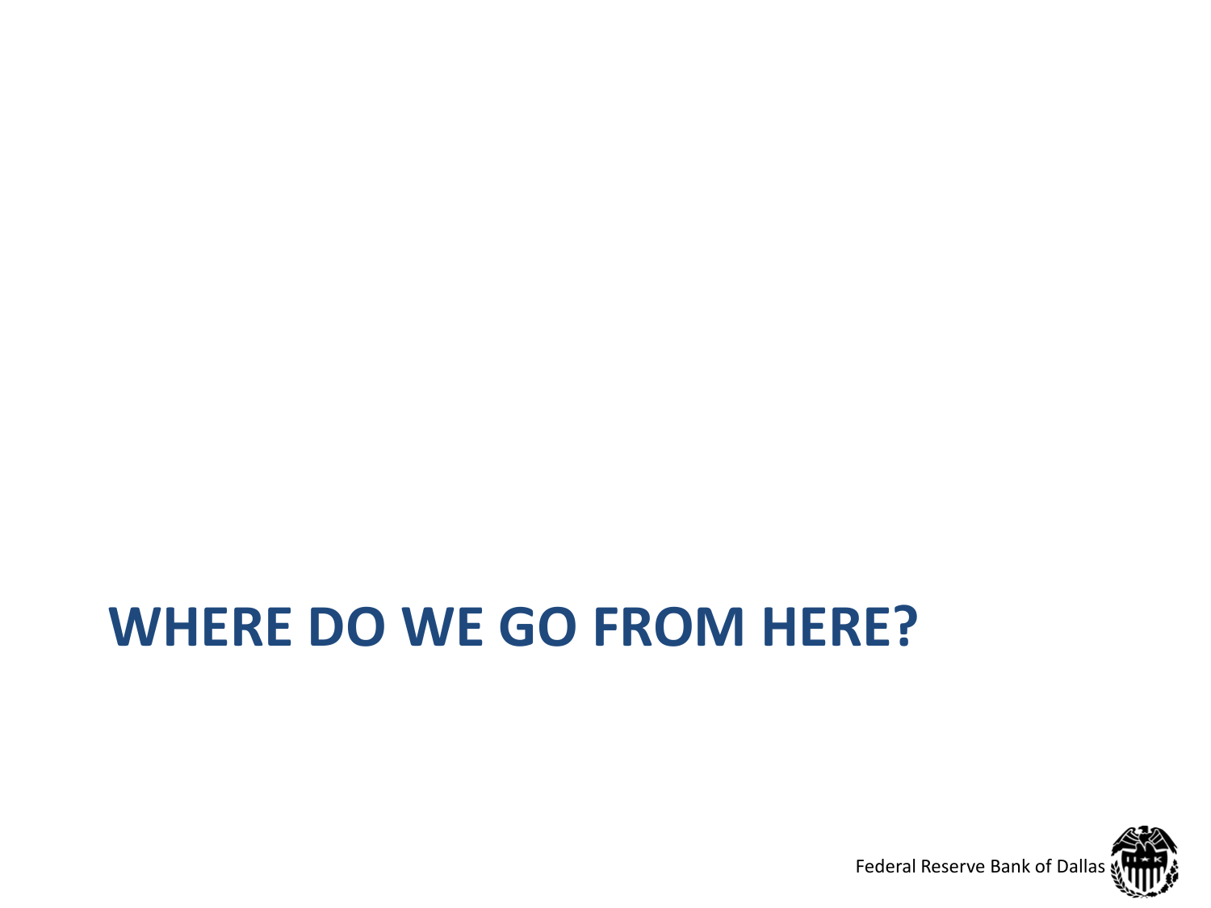# WHERE DO WE GO FROM HERE?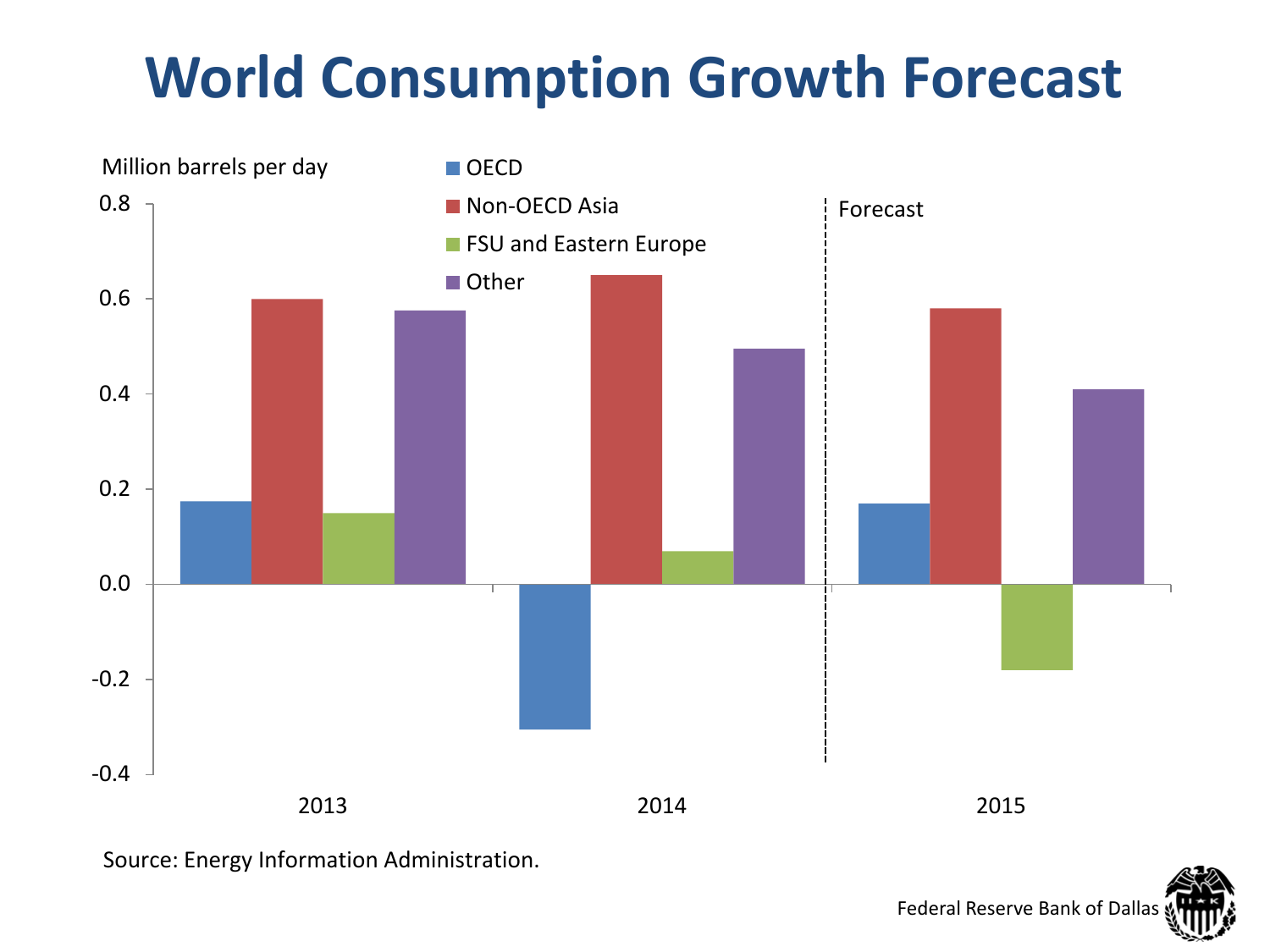# World Consumption Growth Forecast

Million barrels per day

- OECD
- Non-OECD Asia
- FSU and Eastern Europe
- Other

0.8
0.6
0.4
0.2
0.0
-0.2
-0.4

Forecast

2013 2014 2015

Source: Energy Information Administration.

Federal Reserve Bank of Dallas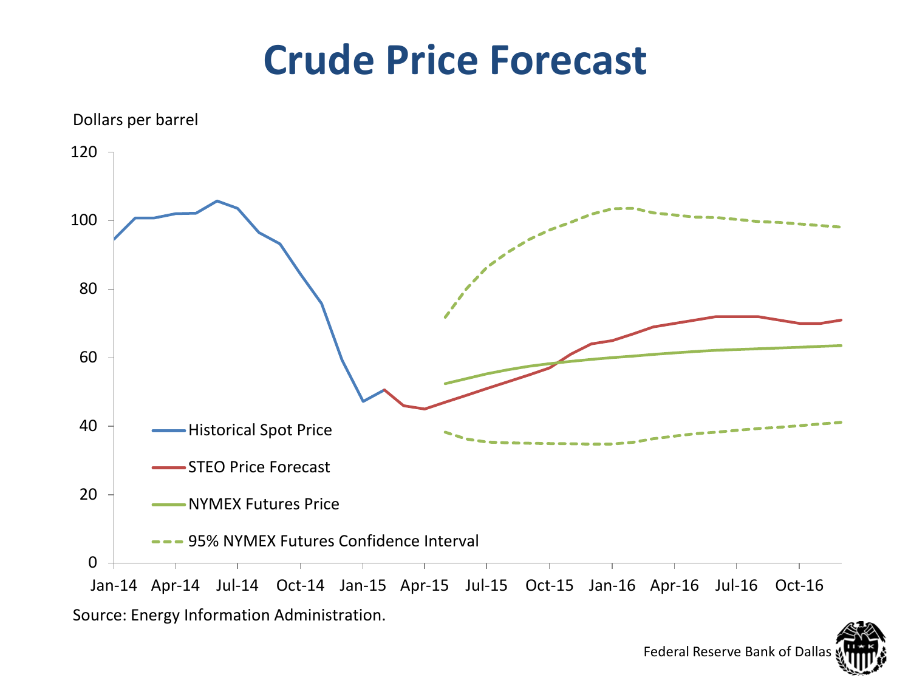# Crude Price Forecast

Dollars per barrel

Historical Spot Price

STEO Price Forecast

NYMEX Futures Price

95% NYMEX Futures Confidence Interval

Source: Energy Information Administration.

Federal Reserve Bank of Dallas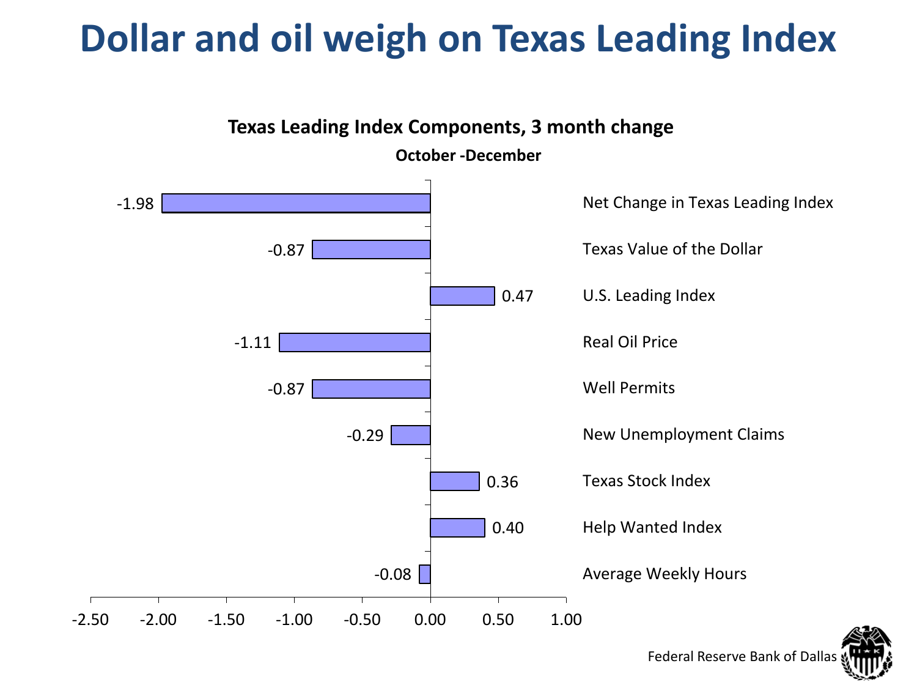# Dollar and oil weigh on Texas Leading Index

**Texas Leading Index Components, 3 month change**

**October -December**

| Component | Change |
| --- | --- |
| Net Change in Texas Leading Index | -1.98 |
| Texas Value of the Dollar | -0.87 |
| U.S. Leading Index | 0.47 |
| Real Oil Price | -1.11 |
| Well Permits | -0.87 |
| New Unemployment Claims | -0.29 |
| Texas Stock Index | 0.36 |
| Help Wanted Index | 0.40 |
| Average Weekly Hours | -0.08 |

Federal Reserve Bank of Dallas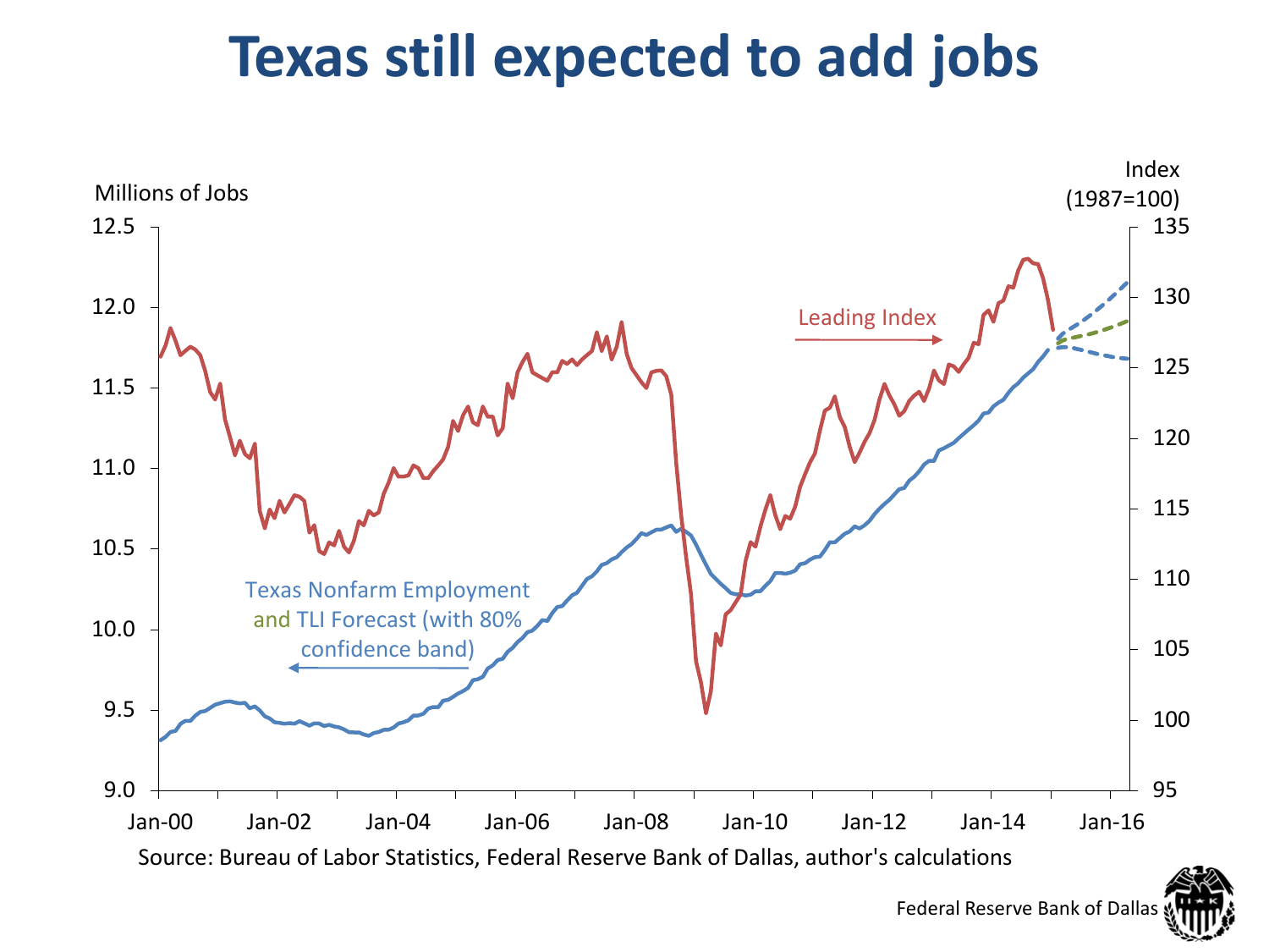# Texas still expected to add jobs

Millions of Jobs

Index (1987=100)

Leading Index

Texas Nonfarm Employment and TLI Forecast (with 80% confidence band)

Source: Bureau of Labor Statistics, Federal Reserve Bank of Dallas, author's calculations

Federal Reserve Bank of Dallas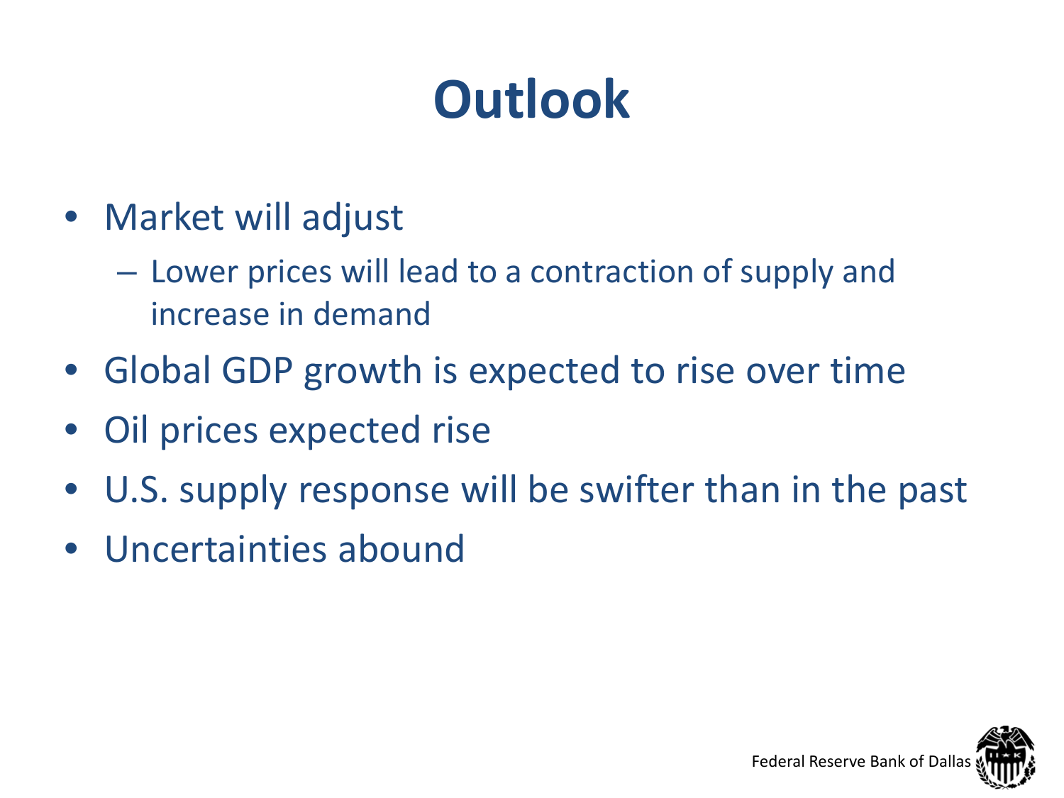# Outlook

- Market will adjust
  - Lower prices will lead to a contraction of supply and increase in demand
- Global GDP growth is expected to rise over time
- Oil prices expected rise
- U.S. supply response will be swifter than in the past
- Uncertainties abound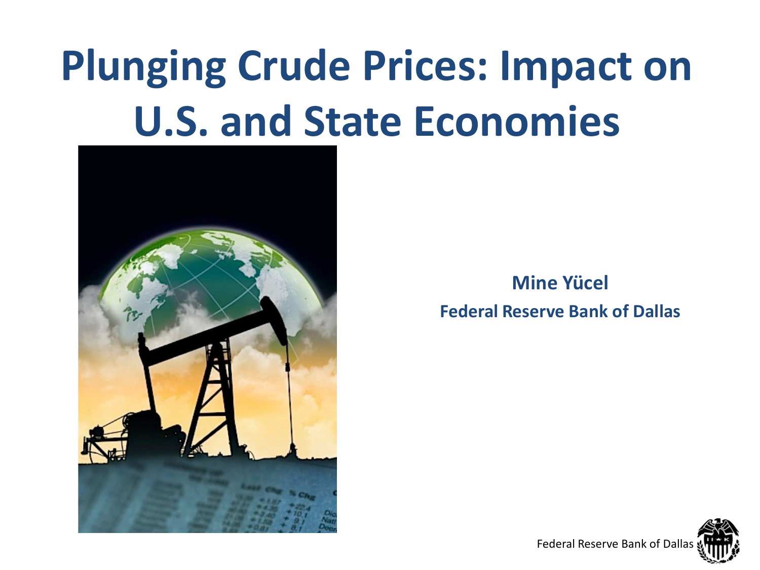# Plunging Crude Prices: Impact on U.S. and State Economies

**Mine Yücel**

**Federal Reserve Bank of Dallas**